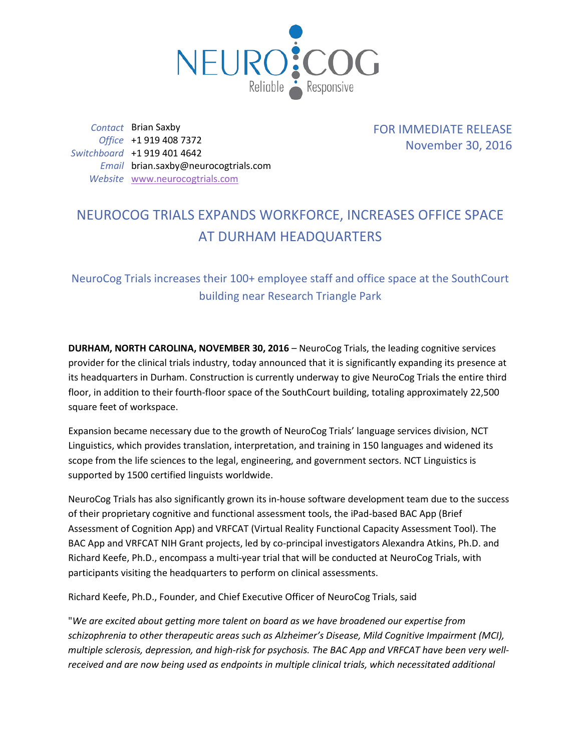NEURO COG
Reliable Responsive

*Contact* Brian Saxby
*Office* +1 919 408 7372
*Switchboard* +1 919 401 4642
*Email* brian.saxby@neurocogtrials.com
*Website* [www.neurocogtrials.com](http://www.neurocogtrials.com)

FOR IMMEDIATE RELEASE
November 30, 2016

# NEUROCOG TRIALS EXPANDS WORKFORCE, INCREASES OFFICE SPACE AT DURHAM HEADQUARTERS

## NeuroCog Trials increases their 100+ employee staff and office space at the SouthCourt building near Research Triangle Park

**DURHAM, NORTH CAROLINA, NOVEMBER 30, 2016** – NeuroCog Trials, the leading cognitive services provider for the clinical trials industry, today announced that it is significantly expanding its presence at its headquarters in Durham. Construction is currently underway to give NeuroCog Trials the entire third floor, in addition to their fourth-floor space of the SouthCourt building, totaling approximately 22,500 square feet of workspace.

Expansion became necessary due to the growth of NeuroCog Trials' language services division, NCT Linguistics, which provides translation, interpretation, and training in 150 languages and widened its scope from the life sciences to the legal, engineering, and government sectors. NCT Linguistics is supported by 1500 certified linguists worldwide.

NeuroCog Trials has also significantly grown its in-house software development team due to the success of their proprietary cognitive and functional assessment tools, the iPad-based BAC App (Brief Assessment of Cognition App) and VRFCAT (Virtual Reality Functional Capacity Assessment Tool). The BAC App and VRFCAT NIH Grant projects, led by co-principal investigators Alexandra Atkins, Ph.D. and Richard Keefe, Ph.D., encompass a multi-year trial that will be conducted at NeuroCog Trials, with participants visiting the headquarters to perform on clinical assessments.

Richard Keefe, Ph.D., Founder, and Chief Executive Officer of NeuroCog Trials, said

"*We are excited about getting more talent on board as we have broadened our expertise from schizophrenia to other therapeutic areas such as Alzheimer's Disease, Mild Cognitive Impairment (MCI), multiple sclerosis, depression, and high-risk for psychosis. The BAC App and VRFCAT have been very well-received and are now being used as endpoints in multiple clinical trials, which necessitated additional*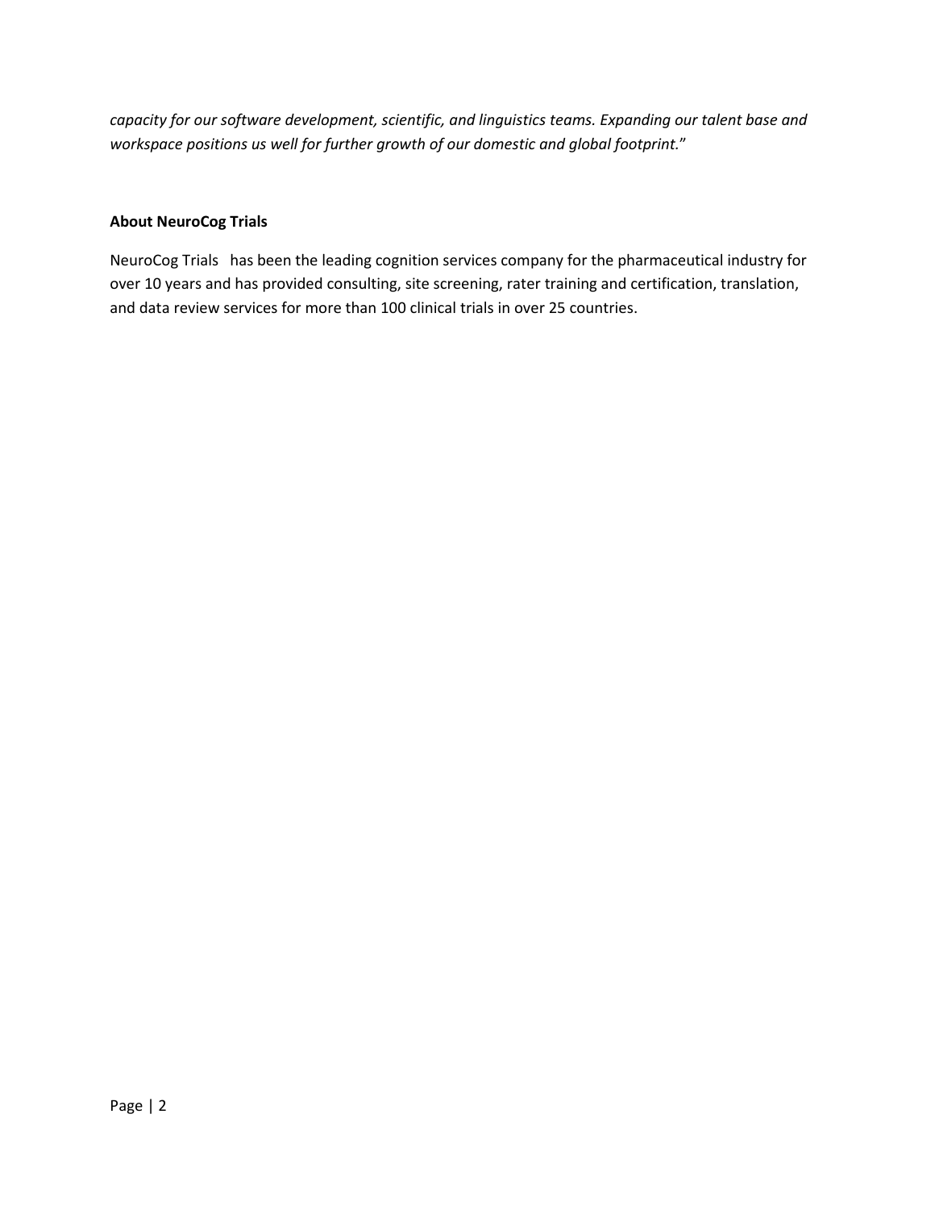*capacity for our software development, scientific, and linguistics teams. Expanding our talent base and workspace positions us well for further growth of our domestic and global footprint.*"

**About NeuroCog Trials**

NeuroCog Trials has been the leading cognition services company for the pharmaceutical industry for over 10 years and has provided consulting, site screening, rater training and certification, translation, and data review services for more than 100 clinical trials in over 25 countries.